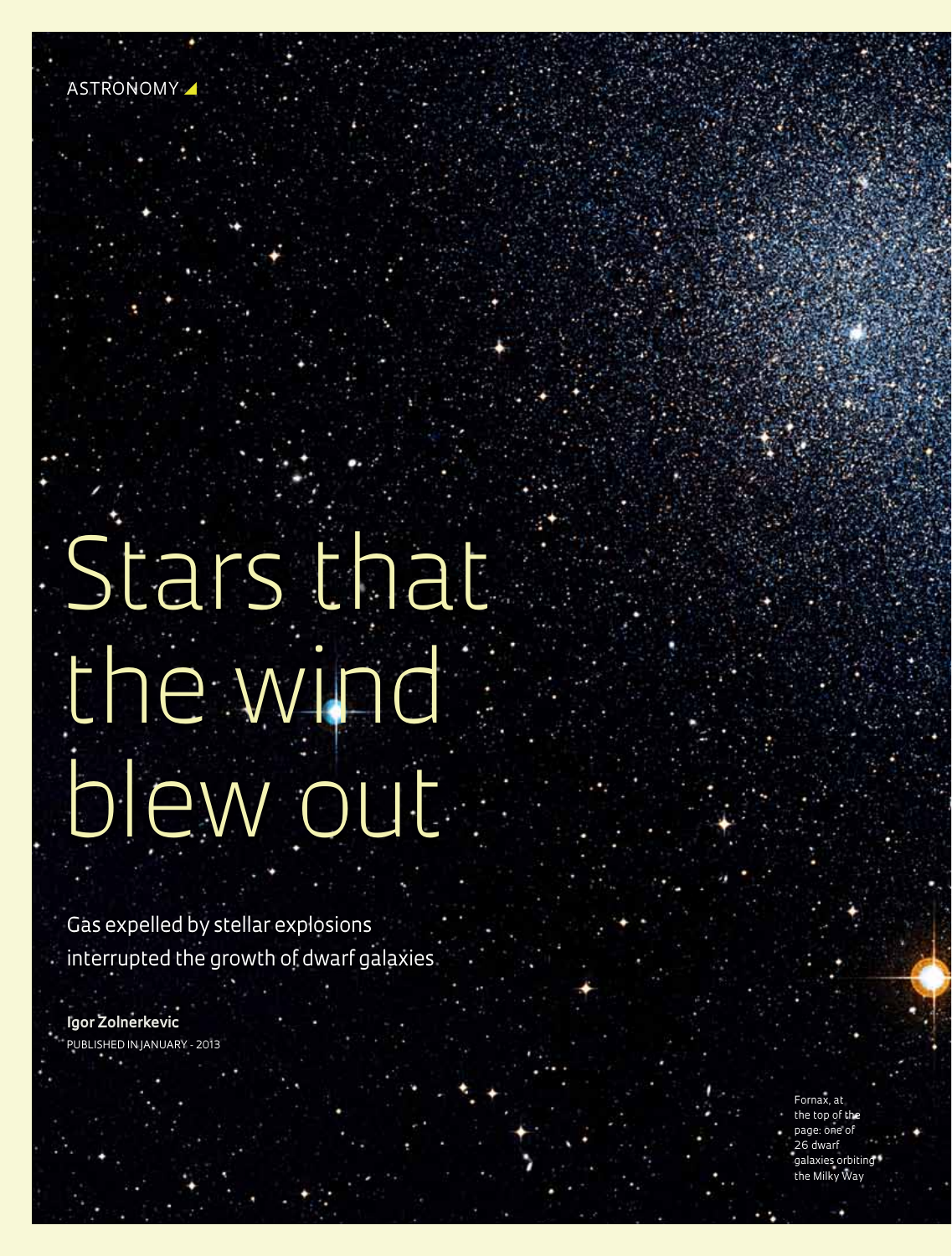ASTRONOMY

# Stars that the wind blew out

Gas expelled by stellar explosions interrupted the growth of dwarf galaxies

**Igor Zolnerkevic**
PUBLISHED IN JANUARY - 2013

Fornax, at the top of the page: one of 26 dwarf galaxies orbiting the Milky Way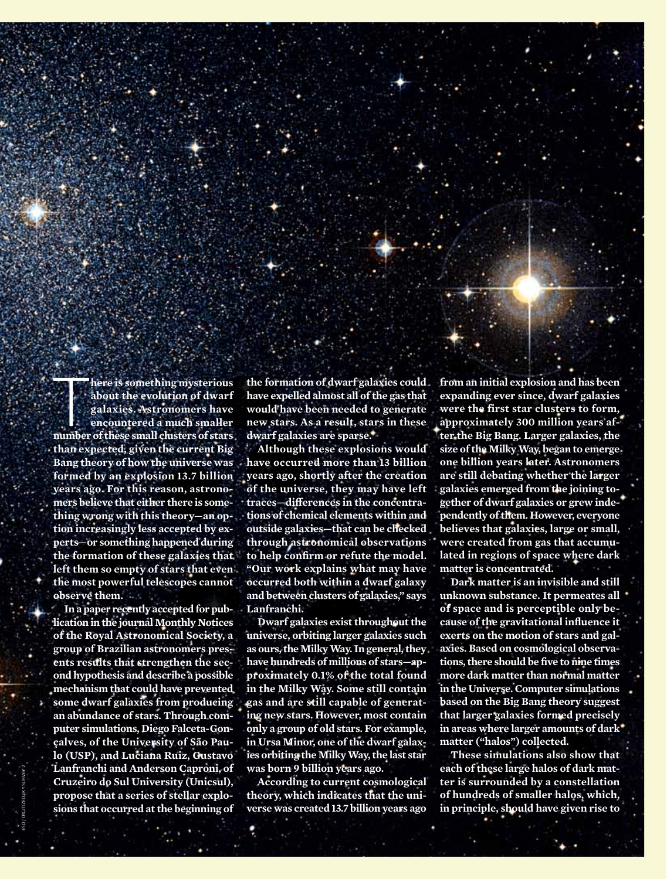There is something mysterious about the evolution of dwarf galaxies. Astronomers have encountered a much smaller number of these small clusters of stars than expected, given the current Big Bang theory of how the universe was formed by an explosion 13.7 billion years ago. For this reason, astronomers believe that either there is something wrong with this theory—an option increasingly less accepted by experts—or something happened during the formation of these galaxies that left them so empty of stars that even the most powerful telescopes cannot observe them.

In a paper recently accepted for publication in the journal Monthly Notices of the Royal Astronomical Society, a group of Brazilian astronomers presents results that strengthen the second hypothesis and describe a possible mechanism that could have prevented some dwarf galaxies from producing an abundance of stars. Through computer simulations, Diego Falceta-Gonçalves, of the University of São Paulo (USP), and Luciana Ruiz, Gustavo Lanfranchi and Anderson Caproni, of Cruzeiro do Sul University (Unicsul), propose that a series of stellar explosions that occurred at the beginning of the formation of dwarf galaxies could have expelled almost all of the gas that would have been needed to generate new stars. As a result, stars in these dwarf galaxies are sparse.

Although these explosions would have occurred more than 13 billion years ago, shortly after the creation of the universe, they may have left traces—differences in the concentrations of chemical elements within and outside galaxies—that can be checked through astronomical observations to help confirm or refute the model. "Our work explains what may have occurred both within a dwarf galaxy and between clusters of galaxies," says Lanfranchi.

Dwarf galaxies exist throughout the universe, orbiting larger galaxies such as ours, the Milky Way. In general, they have hundreds of millions of stars—approximately 0.1% of the total found in the Milky Way. Some still contain gas and are still capable of generating new stars. However, most contain only a group of old stars. For example, in Ursa Minor, one of the dwarf galaxies orbiting the Milky Way, the last star was born 9 billion years ago.

According to current cosmological theory, which indicates that the universe was created 13.7 billion years ago from an initial explosion and has been expanding ever since, dwarf galaxies were the first star clusters to form, approximately 300 million years after the Big Bang. Larger galaxies, the size of the Milky Way, began to emerge one billion years later. Astronomers are still debating whether the larger galaxies emerged from the joining together of dwarf galaxies or grew independently of them. However, everyone believes that galaxies, large or small, were created from gas that accumulated in regions of space where dark matter is concentrated.

Dark matter is an invisible and still unknown substance. It permeates all of space and is perceptible only because of the gravitational influence it exerts on the motion of stars and galaxies. Based on cosmological observations, there should be five to nine times more dark matter than normal matter in the Universe. Computer simulations based on the Big Bang theory suggest that larger galaxies formed precisely in areas where larger amounts of dark matter ("halos") collected.

These simulations also show that each of these large halos of dark matter is surrounded by a constellation of hundreds of smaller halos, which, in principle, should have given rise to

ESO / DIGITIZED SKY SURVEY 2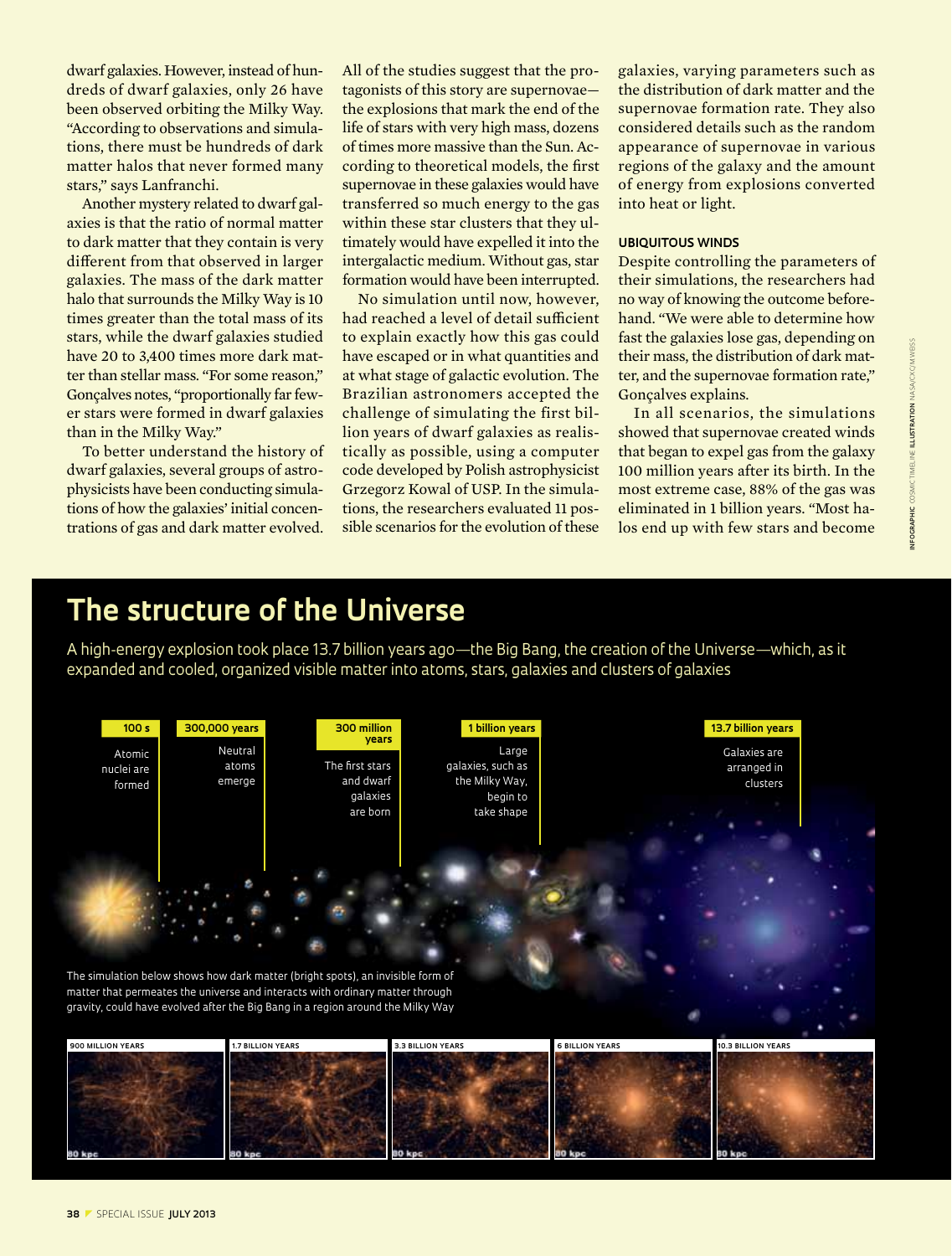dwarf galaxies. However, instead of hundreds of dwarf galaxies, only 26 have been observed orbiting the Milky Way. "According to observations and simulations, there must be hundreds of dark matter halos that never formed many stars," says Lanfranchi.

Another mystery related to dwarf galaxies is that the ratio of normal matter to dark matter that they contain is very different from that observed in larger galaxies. The mass of the dark matter halo that surrounds the Milky Way is 10 times greater than the total mass of its stars, while the dwarf galaxies studied have 20 to 3,400 times more dark matter than stellar mass. "For some reason," Gonçalves notes, "proportionally far fewer stars were formed in dwarf galaxies than in the Milky Way."

To better understand the history of dwarf galaxies, several groups of astrophysicists have been conducting simulations of how the galaxies' initial concentrations of gas and dark matter evolved. All of the studies suggest that the protagonists of this story are supernovae—the explosions that mark the end of the life of stars with very high mass, dozens of times more massive than the Sun. According to theoretical models, the first supernovae in these galaxies would have transferred so much energy to the gas within these star clusters that they ultimately would have expelled it into the intergalactic medium. Without gas, star formation would have been interrupted.

No simulation until now, however, had reached a level of detail sufficient to explain exactly how this gas could have escaped or in what quantities and at what stage of galactic evolution. The Brazilian astronomers accepted the challenge of simulating the first billion years of dwarf galaxies as realistically as possible, using a computer code developed by Polish astrophysicist Grzegorz Kowal of USP. In the simulations, the researchers evaluated 11 possible scenarios for the evolution of these galaxies, varying parameters such as the distribution of dark matter and the supernovae formation rate. They also considered details such as the random appearance of supernovae in various regions of the galaxy and the amount of energy from explosions converted into heat or light.

### UBIQUITOUS WINDS

Despite controlling the parameters of their simulations, the researchers had no way of knowing the outcome beforehand. "We were able to determine how fast the galaxies lose gas, depending on their mass, the distribution of dark matter, and the supernovae formation rate," Gonçalves explains.

In all scenarios, the simulations showed that supernovae created winds that began to expel gas from the galaxy 100 million years after its birth. In the most extreme case, 88% of the gas was eliminated in 1 billion years. "Most halos end up with few stars and become

## The structure of the Universe

A high-energy explosion took place 13.7 billion years ago—the Big Bang, the creation of the Universe—which, as it expanded and cooled, organized visible matter into atoms, stars, galaxies and clusters of galaxies

**100 s** – Atomic nuclei are formed

**300,000 years** – Neutral atoms emerge

**300 million years** – The first stars and dwarf galaxies are born

**1 billion years** – Large galaxies, such as the Milky Way, begin to take shape

**13.7 billion years** – Galaxies are arranged in clusters

The simulation below shows how dark matter (bright spots), an invisible form of matter that permeates the universe and interacts with ordinary matter through gravity, could have evolved after the Big Bang in a region around the Milky Way

900 MILLION YEARS | 1.7 BILLION YEARS | 3.3 BILLION YEARS | 6 BILLION YEARS | 10.3 BILLION YEARS

INFOGRAPHIC COSMIC TIMELINE ILLUSTRATION NASA/CXC/M.WEISS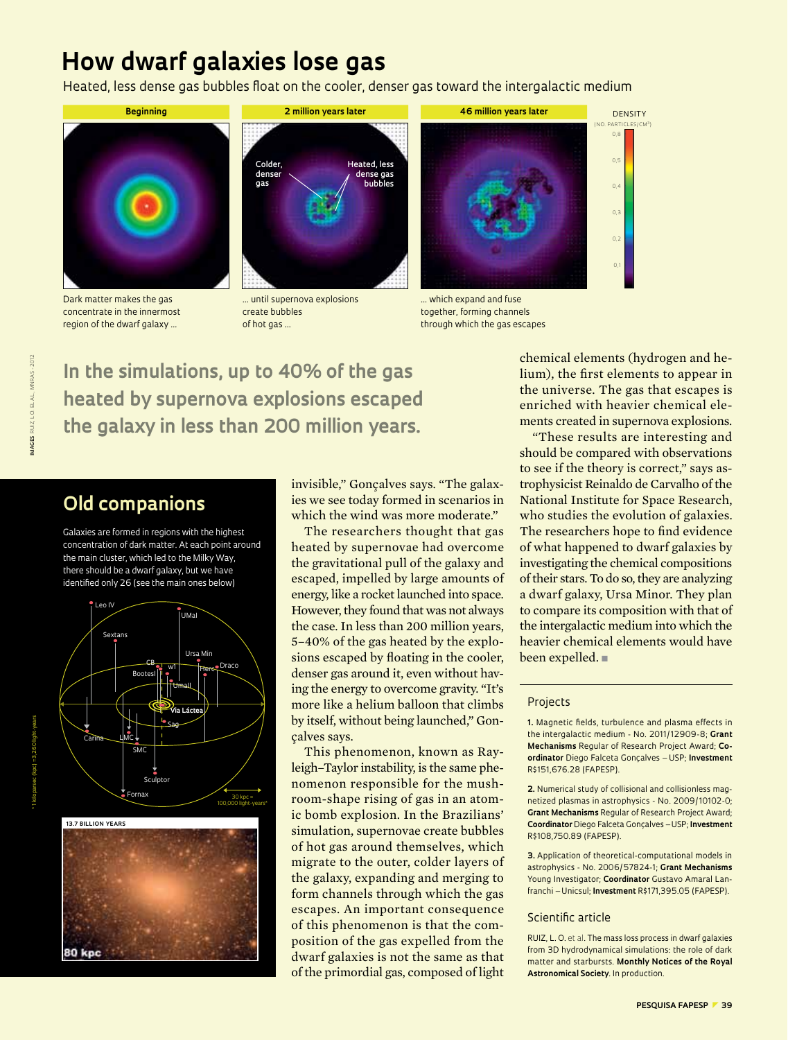# How dwarf galaxies lose gas

Heated, less dense gas bubbles float on the cooler, denser gas toward the intergalactic medium

Beginning

Dark matter makes the gas concentrate in the innermost region of the dwarf galaxy ...

2 million years later

Colder, denser gas

Heated, less dense gas bubbles

... until supernova explosions create bubbles of hot gas ...

46 million years later

... which expand and fuse together, forming channels through which the gas escapes

DENSITY (NO. PARTICLES/CM³)

0,8
0,5
0,4
0,3
0,2
0,1

IMAGES RUIZ, L.O. ET AL., MNRAS - 2012

**In the simulations, up to 40% of the gas heated by supernova explosions escaped the galaxy in less than 200 million years.**

## Old companions

Galaxies are formed in regions with the highest concentration of dark matter. At each point around the main cluster, which led to the Milky Way, there should be a dwarf galaxy, but we have identified only 26 (see the main ones below)

Leo IV
UMal
Sextans
Ursa Min
CB
Bootesl
Wl
Herc
Draco
Umall
Via Láctea
Sag
Carina
LMC
SMC
Sculptor
Fornax
30 kpc = 100,000 light-years*

13.7 BILLION YEARS

80 kpc

* 1 kiloparsec (kpc) = 3,260 light-years

invisible," Gonçalves says. "The galaxies we see today formed in scenarios in which the wind was more moderate."

The researchers thought that gas heated by supernovae had overcome the gravitational pull of the galaxy and escaped, impelled by large amounts of energy, like a rocket launched into space. However, they found that was not always the case. In less than 200 million years, 5–40% of the gas heated by the explosions escaped by floating in the cooler, denser gas around it, even without having the energy to overcome gravity. "It's more like a helium balloon that climbs by itself, without being launched," Gonçalves says.

This phenomenon, known as Rayleigh–Taylor instability, is the same phenomenon responsible for the mushroom-shape rising of gas in an atomic bomb explosion. In the Brazilians' simulation, supernovae create bubbles of hot gas around themselves, which migrate to the outer, colder layers of the galaxy, expanding and merging to form channels through which the gas escapes. An important consequence of this phenomenon is that the composition of the gas expelled from the dwarf galaxies is not the same as that of the primordial gas, composed of light chemical elements (hydrogen and helium), the first elements to appear in the universe. The gas that escapes is enriched with heavier chemical elements created in supernova explosions.

"These results are interesting and should be compared with observations to see if the theory is correct," says astrophysicist Reinaldo de Carvalho of the National Institute for Space Research, who studies the evolution of galaxies. The researchers hope to find evidence of what happened to dwarf galaxies by investigating the chemical compositions of their stars. To do so, they are analyzing a dwarf galaxy, Ursa Minor. They plan to compare its composition with that of the intergalactic medium into which the heavier chemical elements would have been expelled. ■

### Projects

**1.** Magnetic fields, turbulence and plasma effects in the intergalactic medium - No. 2011/12909-8; **Grant Mechanisms** Regular of Research Project Award; **Coordinator** Diego Falceta Gonçalves – USP; **Investment** R$151,676.28 (FAPESP).

**2.** Numerical study of collisional and collisionless magnetized plasmas in astrophysics - No. 2009/10102-0; **Grant Mechanisms** Regular of Research Project Award; **Coordinator** Diego Falceta Gonçalves – USP; **Investment** R$108,750.89 (FAPESP).

**3.** Application of theoretical-computational models in astrophysics - No. 2006/57824-1; **Grant Mechanisms** Young Investigator; **Coordinator** Gustavo Amaral Lanfranchi – Unicsul; **Investment** R$171,395.05 (FAPESP).

### Scientific article

RUIZ, L. O. et al. The mass loss process in dwarf galaxies from 3D hydrodynamical simulations: the role of dark matter and starbursts. **Monthly Notices of the Royal Astronomical Society**. In production.